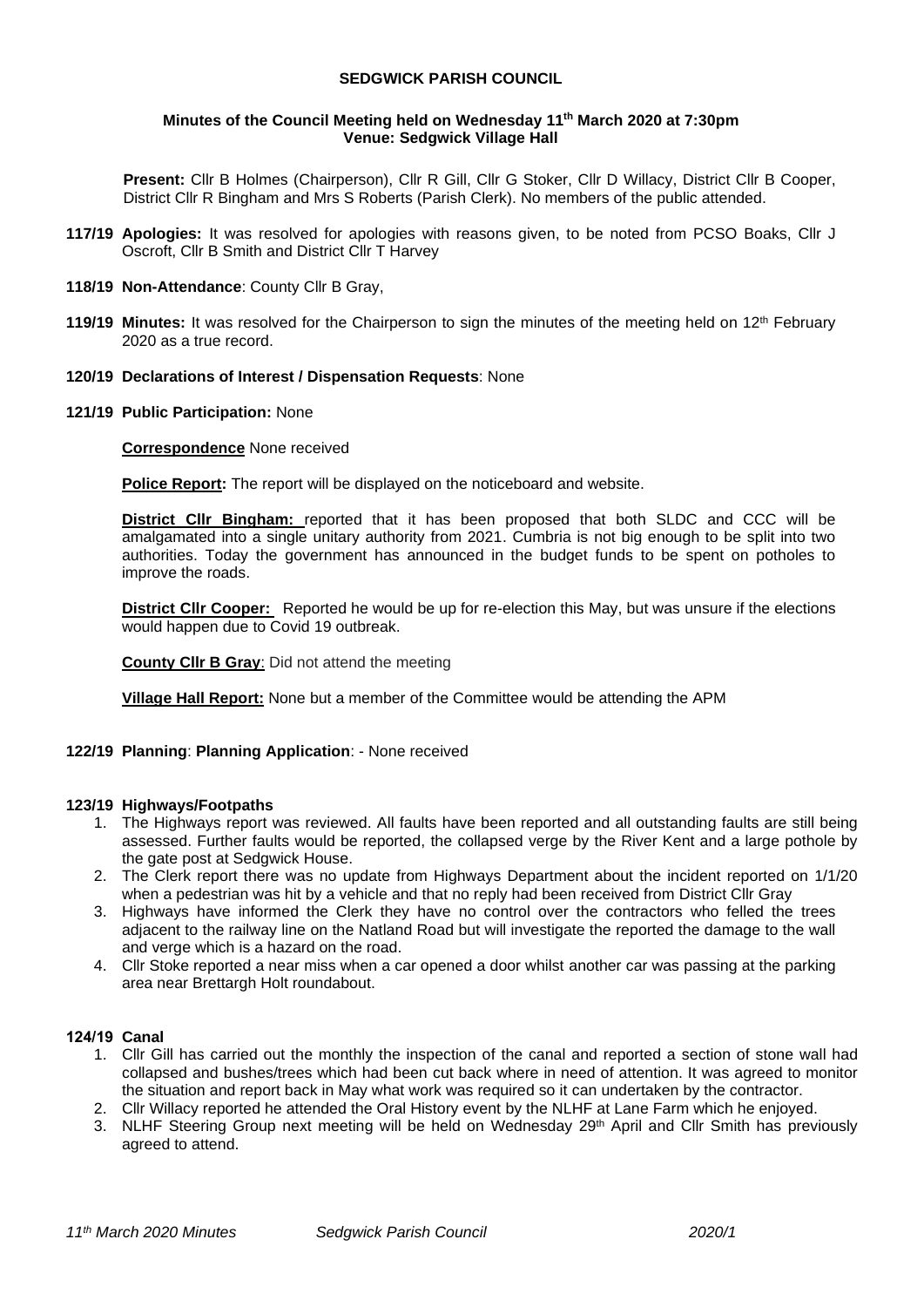**SEDGWICK PARISH COUNCIL**

**Minutes of the Council Meeting held on Wednesday 11th March 2020 at 7:30pm**
**Venue: Sedgwick Village Hall**

**Present:** Cllr B Holmes (Chairperson), Cllr R Gill, Cllr G Stoker, Cllr D Willacy, District Cllr B Cooper, District Cllr R Bingham and Mrs S Roberts (Parish Clerk). No members of the public attended.

**117/19 Apologies:** It was resolved for apologies with reasons given, to be noted from PCSO Boaks, Cllr J Oscroft, Cllr B Smith and District Cllr T Harvey

**118/19 Non-Attendance**: County Cllr B Gray,

**119/19 Minutes:** It was resolved for the Chairperson to sign the minutes of the meeting held on 12th February 2020 as a true record.

**120/19 Declarations of Interest / Dispensation Requests**: None

**121/19 Public Participation:** None

**Correspondence** None received

**Police Report:** The report will be displayed on the noticeboard and website.

**District Cllr Bingham:** reported that it has been proposed that both SLDC and CCC will be amalgamated into a single unitary authority from 2021. Cumbria is not big enough to be split into two authorities. Today the government has announced in the budget funds to be spent on potholes to improve the roads.

**District Cllr Cooper:** Reported he would be up for re-election this May, but was unsure if the elections would happen due to Covid 19 outbreak.

**County Cllr B Gray**: Did not attend the meeting

**Village Hall Report:** None but a member of the Committee would be attending the APM

**122/19 Planning**: **Planning Application**: - None received

**123/19 Highways/Footpaths**

1. The Highways report was reviewed. All faults have been reported and all outstanding faults are still being assessed. Further faults would be reported, the collapsed verge by the River Kent and a large pothole by the gate post at Sedgwick House.
2. The Clerk report there was no update from Highways Department about the incident reported on 1/1/20 when a pedestrian was hit by a vehicle and that no reply had been received from District Cllr Gray
3. Highways have informed the Clerk they have no control over the contractors who felled the trees adjacent to the railway line on the Natland Road but will investigate the reported the damage to the wall and verge which is a hazard on the road.
4. Cllr Stoke reported a near miss when a car opened a door whilst another car was passing at the parking area near Brettargh Holt roundabout.

**124/19 Canal**

1. Cllr Gill has carried out the monthly the inspection of the canal and reported a section of stone wall had collapsed and bushes/trees which had been cut back where in need of attention. It was agreed to monitor the situation and report back in May what work was required so it can undertaken by the contractor.
2. Cllr Willacy reported he attended the Oral History event by the NLHF at Lane Farm which he enjoyed.
3. NLHF Steering Group next meeting will be held on Wednesday 29th April and Cllr Smith has previously agreed to attend.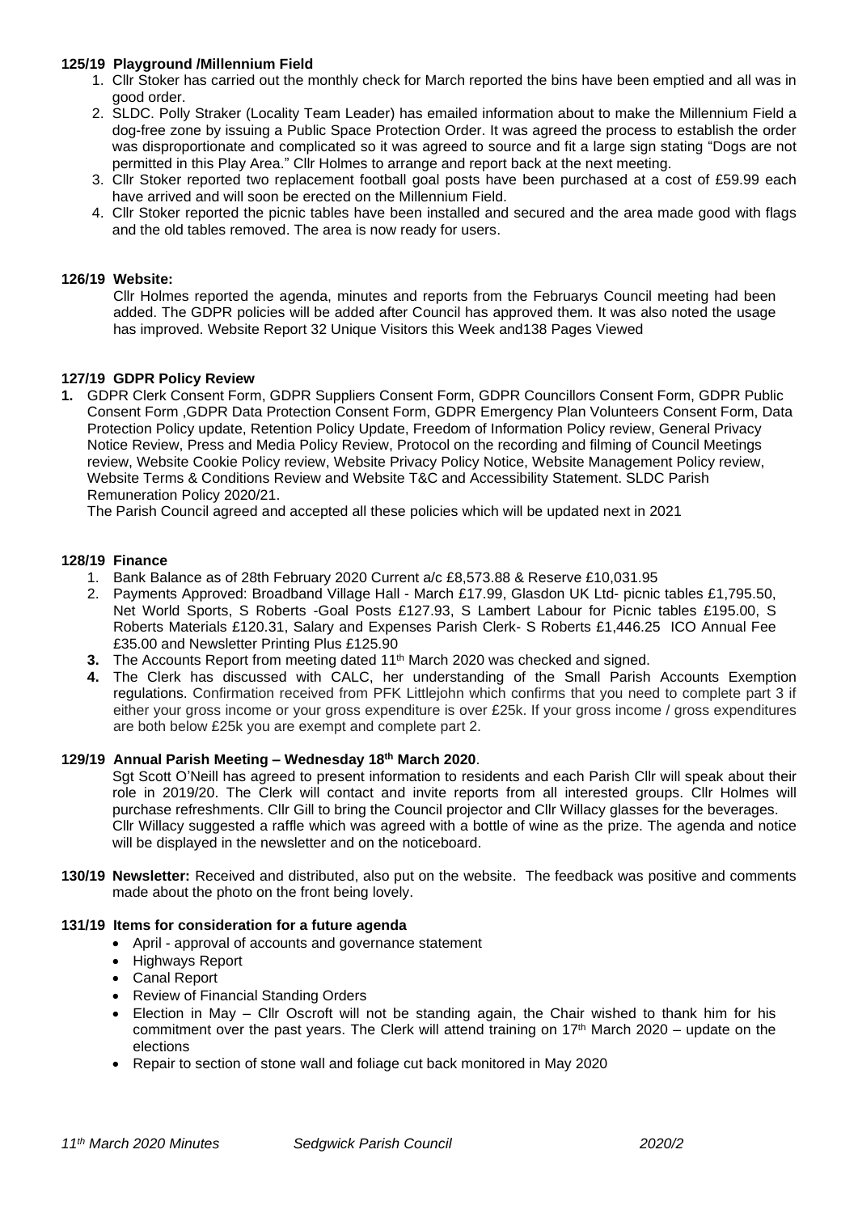**125/19 Playground /Millennium Field**

1. Cllr Stoker has carried out the monthly check for March reported the bins have been emptied and all was in good order.
2. SLDC. Polly Straker (Locality Team Leader) has emailed information about to make the Millennium Field a dog-free zone by issuing a Public Space Protection Order. It was agreed the process to establish the order was disproportionate and complicated so it was agreed to source and fit a large sign stating "Dogs are not permitted in this Play Area." Cllr Holmes to arrange and report back at the next meeting.
3. Cllr Stoker reported two replacement football goal posts have been purchased at a cost of £59.99 each have arrived and will soon be erected on the Millennium Field.
4. Cllr Stoker reported the picnic tables have been installed and secured and the area made good with flags and the old tables removed. The area is now ready for users.

**126/19 Website:**

Cllr Holmes reported the agenda, minutes and reports from the Februarys Council meeting had been added. The GDPR policies will be added after Council has approved them. It was also noted the usage has improved. Website Report 32 Unique Visitors this Week and138 Pages Viewed

**127/19 GDPR Policy Review**

**1.** GDPR Clerk Consent Form, GDPR Suppliers Consent Form, GDPR Councillors Consent Form, GDPR Public Consent Form ,GDPR Data Protection Consent Form, GDPR Emergency Plan Volunteers Consent Form, Data Protection Policy update, Retention Policy Update, Freedom of Information Policy review, General Privacy Notice Review, Press and Media Policy Review, Protocol on the recording and filming of Council Meetings review, Website Cookie Policy review, Website Privacy Policy Notice, Website Management Policy review, Website Terms & Conditions Review and Website T&C and Accessibility Statement. SLDC Parish Remuneration Policy 2020/21.

The Parish Council agreed and accepted all these policies which will be updated next in 2021

**128/19 Finance**

1. Bank Balance as of 28th February 2020 Current a/c £8,573.88 & Reserve £10,031.95
2. Payments Approved: Broadband Village Hall - March £17.99, Glasdon UK Ltd- picnic tables £1,795.50, Net World Sports, S Roberts -Goal Posts £127.93, S Lambert Labour for Picnic tables £195.00, S Roberts Materials £120.31, Salary and Expenses Parish Clerk- S Roberts £1,446.25 ICO Annual Fee £35.00 and Newsletter Printing Plus £125.90
3. The Accounts Report from meeting dated 11th March 2020 was checked and signed.
4. The Clerk has discussed with CALC, her understanding of the Small Parish Accounts Exemption regulations. Confirmation received from PFK Littlejohn which confirms that you need to complete part 3 if either your gross income or your gross expenditure is over £25k. If your gross income / gross expenditures are both below £25k you are exempt and complete part 2.

**129/19 Annual Parish Meeting – Wednesday 18th March 2020**.

Sgt Scott O'Neill has agreed to present information to residents and each Parish Cllr will speak about their role in 2019/20. The Clerk will contact and invite reports from all interested groups. Cllr Holmes will purchase refreshments. Cllr Gill to bring the Council projector and Cllr Willacy glasses for the beverages. Cllr Willacy suggested a raffle which was agreed with a bottle of wine as the prize. The agenda and notice will be displayed in the newsletter and on the noticeboard.

**130/19 Newsletter:** Received and distributed, also put on the website. The feedback was positive and comments made about the photo on the front being lovely.

**131/19 Items for consideration for a future agenda**

- April - approval of accounts and governance statement
- Highways Report
- Canal Report
- Review of Financial Standing Orders
- Election in May – Cllr Oscroft will not be standing again, the Chair wished to thank him for his commitment over the past years. The Clerk will attend training on 17th March 2020 – update on the elections
- Repair to section of stone wall and foliage cut back monitored in May 2020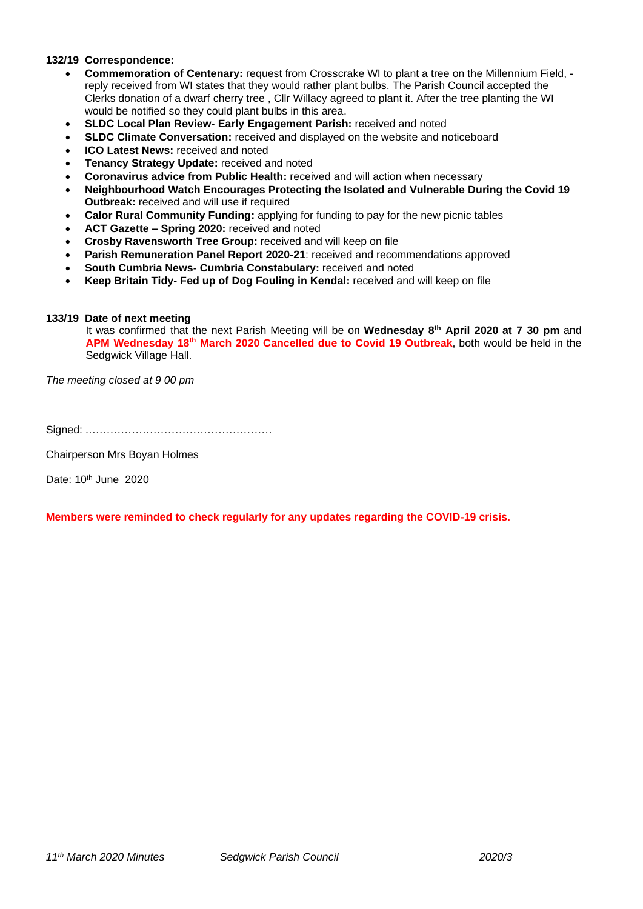**132/19 Correspondence:**

- **Commemoration of Centenary:** request from Crosscrake WI to plant a tree on the Millennium Field, - reply received from WI states that they would rather plant bulbs. The Parish Council accepted the Clerks donation of a dwarf cherry tree , Cllr Willacy agreed to plant it. After the tree planting the WI would be notified so they could plant bulbs in this area.
- **SLDC Local Plan Review- Early Engagement Parish:** received and noted
- **SLDC Climate Conversation:** received and displayed on the website and noticeboard
- **ICO Latest News:** received and noted
- **Tenancy Strategy Update:** received and noted
- **Coronavirus advice from Public Health:** received and will action when necessary
- **Neighbourhood Watch Encourages Protecting the Isolated and Vulnerable During the Covid 19 Outbreak:** received and will use if required
- **Calor Rural Community Funding:** applying for funding to pay for the new picnic tables
- **ACT Gazette – Spring 2020:** received and noted
- **Crosby Ravensworth Tree Group:** received and will keep on file
- **Parish Remuneration Panel Report 2020-21**: received and recommendations approved
- **South Cumbria News- Cumbria Constabulary:** received and noted
- **Keep Britain Tidy- Fed up of Dog Fouling in Kendal:** received and will keep on file

**133/19 Date of next meeting**

It was confirmed that the next Parish Meeting will be on **Wednesday 8th April 2020 at 7 30 pm** and **APM Wednesday 18th March 2020 Cancelled due to Covid 19 Outbreak**, both would be held in the Sedgwick Village Hall.

*The meeting closed at 9 00 pm*

Signed: ……………………………………………

Chairperson Mrs Boyan Holmes

Date: 10th June 2020

**Members were reminded to check regularly for any updates regarding the COVID-19 crisis.**